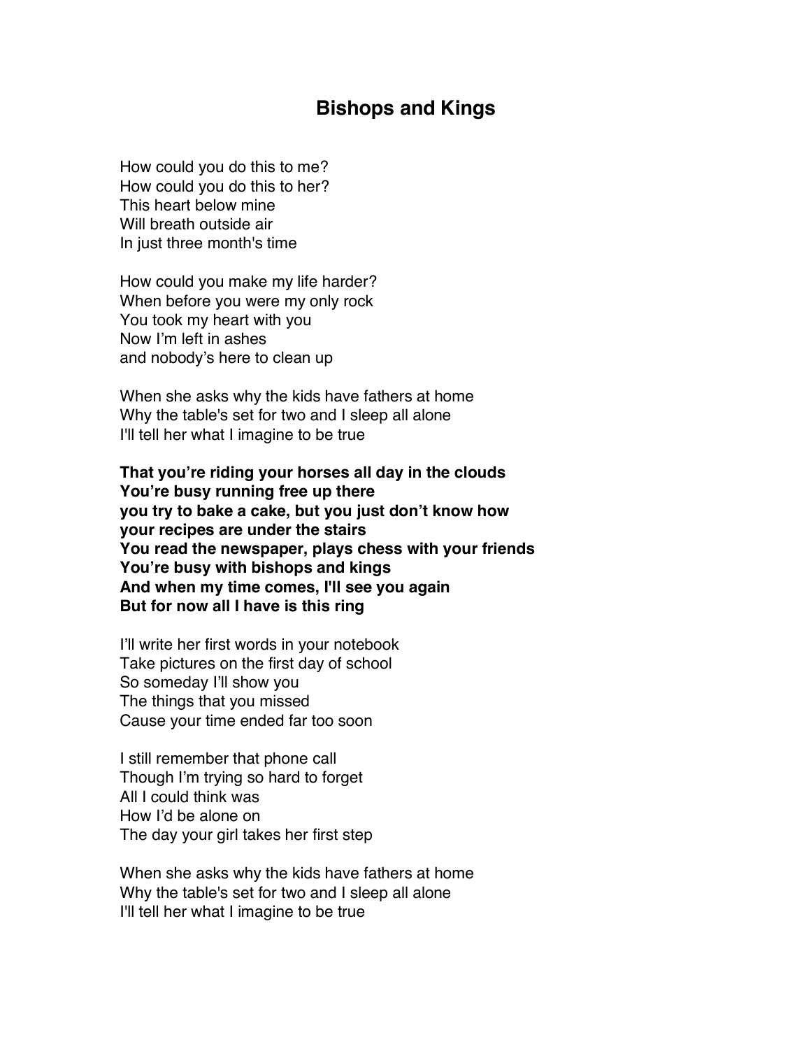# Bishops and Kings

How could you do this to me?
How could you do this to her?
This heart below mine
Will breath outside air
In just three month's time

How could you make my life harder?
When before you were my only rock
You took my heart with you
Now I'm left in ashes
and nobody's here to clean up

When she asks why the kids have fathers at home
Why the table's set for two and I sleep all alone
I'll tell her what I imagine to be true

**That you're riding your horses all day in the clouds**
**You're busy running free up there**
**you try to bake a cake, but you just don't know how**
**your recipes are under the stairs**
**You read the newspaper, plays chess with your friends**
**You're busy with bishops and kings**
**And when my time comes, I'll see you again**
**But for now all I have is this ring**

I'll write her first words in your notebook
Take pictures on the first day of school
So someday I'll show you
The things that you missed
Cause your time ended far too soon

I still remember that phone call
Though I'm trying so hard to forget
All I could think was
How I'd be alone on
The day your girl takes her first step

When she asks why the kids have fathers at home
Why the table's set for two and I sleep all alone
I'll tell her what I imagine to be true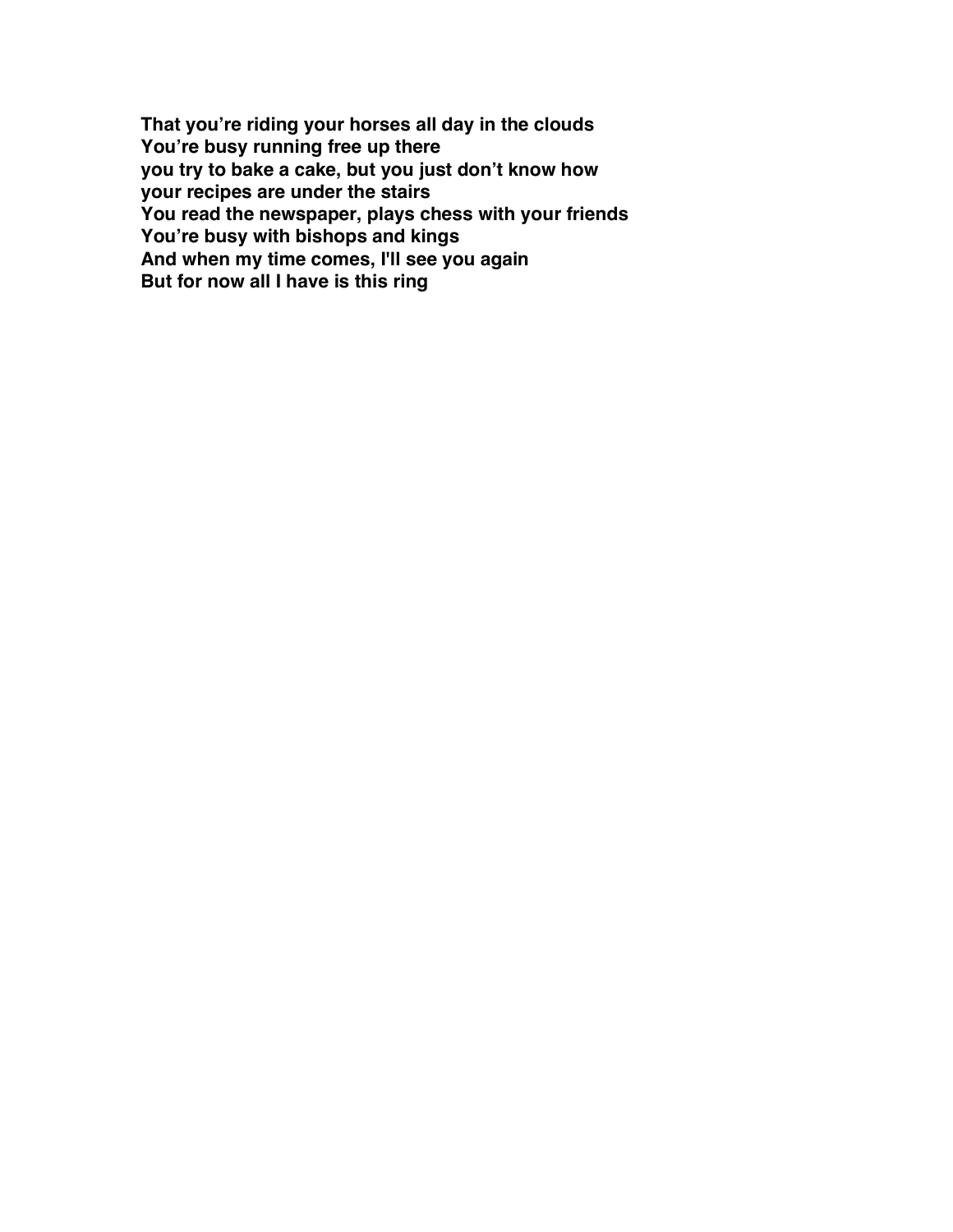**That you're riding your horses all day in the clouds**
**You're busy running free up there**
**you try to bake a cake, but you just don't know how**
**your recipes are under the stairs**
**You read the newspaper, plays chess with your friends**
**You're busy with bishops and kings**
**And when my time comes, I'll see you again**
**But for now all I have is this ring**